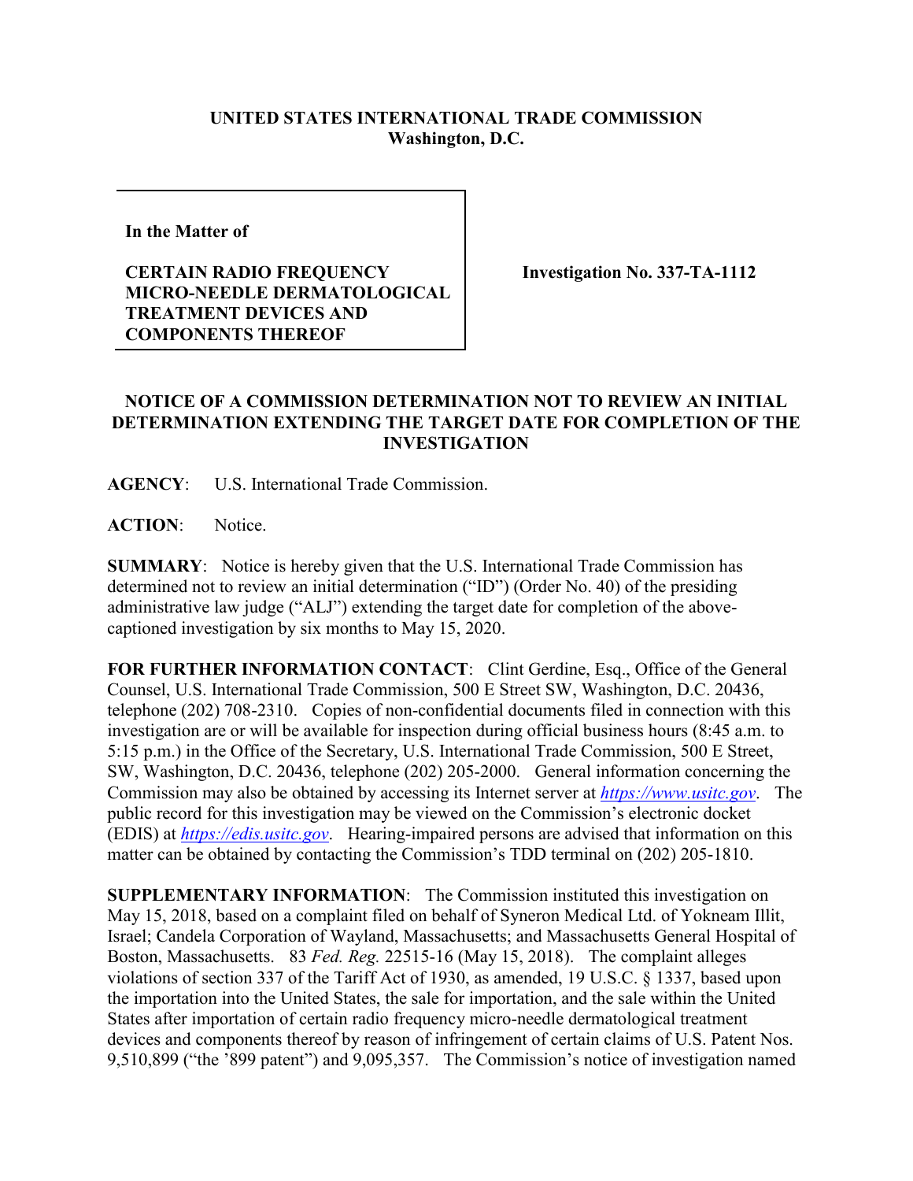**UNITED STATES INTERNATIONAL TRADE COMMISSION**
**Washington, D.C.**

| | |
|---|---|
| **In the Matter of**<br><br>**CERTAIN RADIO FREQUENCY MICRO-NEEDLE DERMATOLOGICAL TREATMENT DEVICES AND COMPONENTS THEREOF** | **Investigation No. 337-TA-1112** |

**NOTICE OF A COMMISSION DETERMINATION NOT TO REVIEW AN INITIAL DETERMINATION EXTENDING THE TARGET DATE FOR COMPLETION OF THE INVESTIGATION**

**AGENCY**: U.S. International Trade Commission.

**ACTION**: Notice.

**SUMMARY**: Notice is hereby given that the U.S. International Trade Commission has determined not to review an initial determination ("ID") (Order No. 40) of the presiding administrative law judge ("ALJ") extending the target date for completion of the above-captioned investigation by six months to May 15, 2020.

**FOR FURTHER INFORMATION CONTACT**: Clint Gerdine, Esq., Office of the General Counsel, U.S. International Trade Commission, 500 E Street SW, Washington, D.C. 20436, telephone (202) 708-2310. Copies of non-confidential documents filed in connection with this investigation are or will be available for inspection during official business hours (8:45 a.m. to 5:15 p.m.) in the Office of the Secretary, U.S. International Trade Commission, 500 E Street, SW, Washington, D.C. 20436, telephone (202) 205-2000. General information concerning the Commission may also be obtained by accessing its Internet server at *https://www.usitc.gov*. The public record for this investigation may be viewed on the Commission's electronic docket (EDIS) at *https://edis.usitc.gov*. Hearing-impaired persons are advised that information on this matter can be obtained by contacting the Commission's TDD terminal on (202) 205-1810.

**SUPPLEMENTARY INFORMATION**: The Commission instituted this investigation on May 15, 2018, based on a complaint filed on behalf of Syneron Medical Ltd. of Yokneam Illit, Israel; Candela Corporation of Wayland, Massachusetts; and Massachusetts General Hospital of Boston, Massachusetts. 83 *Fed. Reg.* 22515-16 (May 15, 2018). The complaint alleges violations of section 337 of the Tariff Act of 1930, as amended, 19 U.S.C. § 1337, based upon the importation into the United States, the sale for importation, and the sale within the United States after importation of certain radio frequency micro-needle dermatological treatment devices and components thereof by reason of infringement of certain claims of U.S. Patent Nos. 9,510,899 ("the '899 patent") and 9,095,357. The Commission's notice of investigation named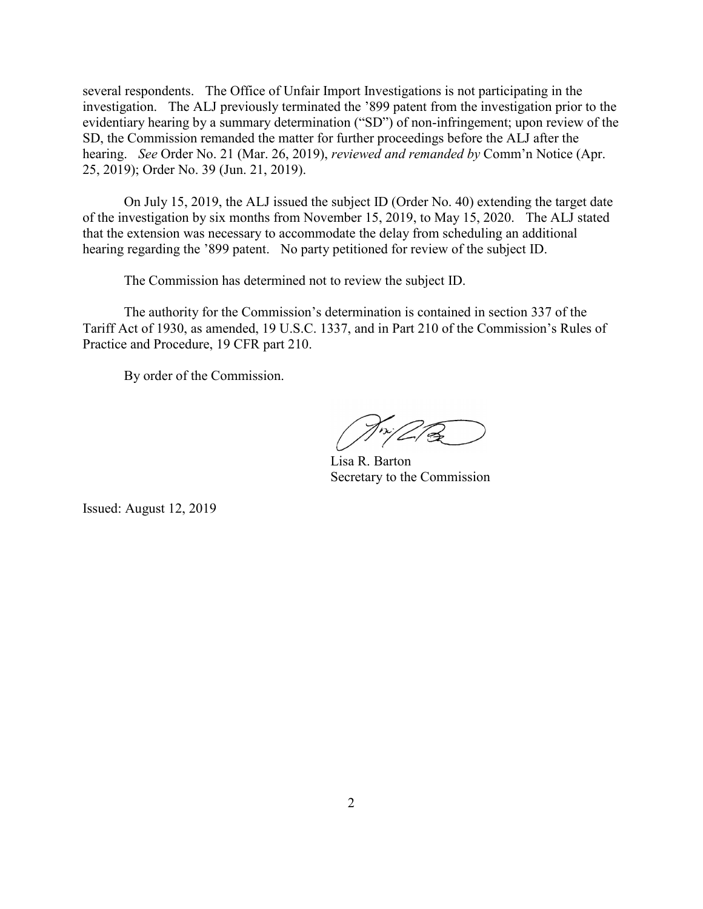several respondents. The Office of Unfair Import Investigations is not participating in the investigation. The ALJ previously terminated the '899 patent from the investigation prior to the evidentiary hearing by a summary determination ("SD") of non-infringement; upon review of the SD, the Commission remanded the matter for further proceedings before the ALJ after the hearing. *See* Order No. 21 (Mar. 26, 2019), *reviewed and remanded by* Comm'n Notice (Apr. 25, 2019); Order No. 39 (Jun. 21, 2019).

On July 15, 2019, the ALJ issued the subject ID (Order No. 40) extending the target date of the investigation by six months from November 15, 2019, to May 15, 2020. The ALJ stated that the extension was necessary to accommodate the delay from scheduling an additional hearing regarding the '899 patent. No party petitioned for review of the subject ID.

The Commission has determined not to review the subject ID.

The authority for the Commission's determination is contained in section 337 of the Tariff Act of 1930, as amended, 19 U.S.C. 1337, and in Part 210 of the Commission's Rules of Practice and Procedure, 19 CFR part 210.

By order of the Commission.

Lisa R. Barton
Secretary to the Commission

Issued: August 12, 2019